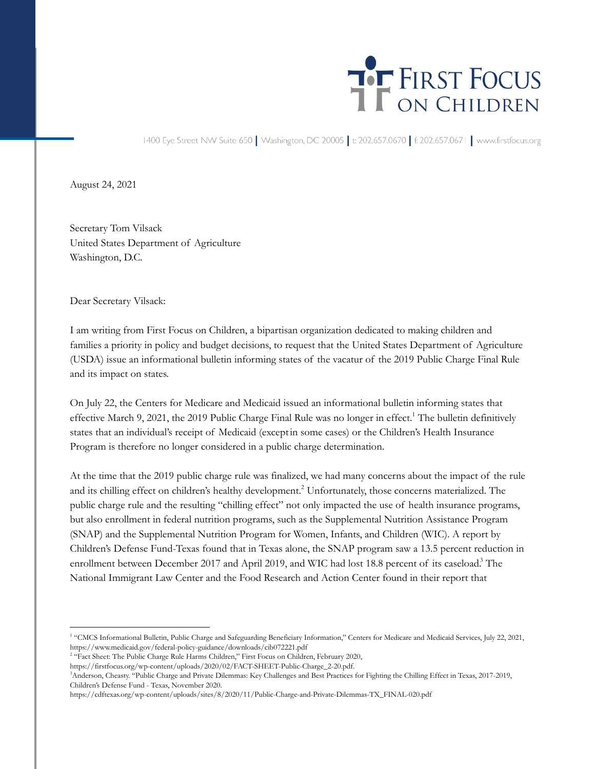# First Focus on Children

1400 Eye Street NW Suite 650 | Washington, DC 20005 | t: 202.657.0670 | f: 202.657.0671 | www.firstfocus.org

August 24, 2021

Secretary Tom Vilsack
United States Department of Agriculture
Washington, D.C.

Dear Secretary Vilsack:

I am writing from First Focus on Children, a bipartisan organization dedicated to making children and families a priority in policy and budget decisions, to request that the United States Department of Agriculture (USDA) issue an informational bulletin informing states of the vacatur of the 2019 Public Charge Final Rule and its impact on states.

On July 22, the Centers for Medicare and Medicaid issued an informational bulletin informing states that effective March 9, 2021, the 2019 Public Charge Final Rule was no longer in effect.[1] The bulletin definitively states that an individual's receipt of Medicaid (except in some cases) or the Children's Health Insurance Program is therefore no longer considered in a public charge determination.

At the time that the 2019 public charge rule was finalized, we had many concerns about the impact of the rule and its chilling effect on children's healthy development.[2] Unfortunately, those concerns materialized. The public charge rule and the resulting "chilling effect" not only impacted the use of health insurance programs, but also enrollment in federal nutrition programs, such as the Supplemental Nutrition Assistance Program (SNAP) and the Supplemental Nutrition Program for Women, Infants, and Children (WIC). A report by Children's Defense Fund-Texas found that in Texas alone, the SNAP program saw a 13.5 percent reduction in enrollment between December 2017 and April 2019, and WIC had lost 18.8 percent of its caseload.[3] The National Immigrant Law Center and the Food Research and Action Center found in their report that

---

[1] "CMCS Informational Bulletin, Public Charge and Safeguarding Beneficiary Information," Centers for Medicare and Medicaid Services, July 22, 2021, https://www.medicaid.gov/federal-policy-guidance/downloads/cib072221.pdf

[2] "Fact Sheet: The Public Charge Rule Harms Children," First Focus on Children, February 2020, https://firstfocus.org/wp-content/uploads/2020/02/FACT-SHEET-Public-Charge_2-20.pdf.

[3] Anderson, Cheasty. "Public Charge and Private Dilemmas: Key Challenges and Best Practices for Fighting the Chilling Effect in Texas, 2017-2019, Children's Defense Fund - Texas, November 2020. https://cdftexas.org/wp-content/uploads/sites/8/2020/11/Public-Charge-and-Private-Dilemmas-TX_FINAL-020.pdf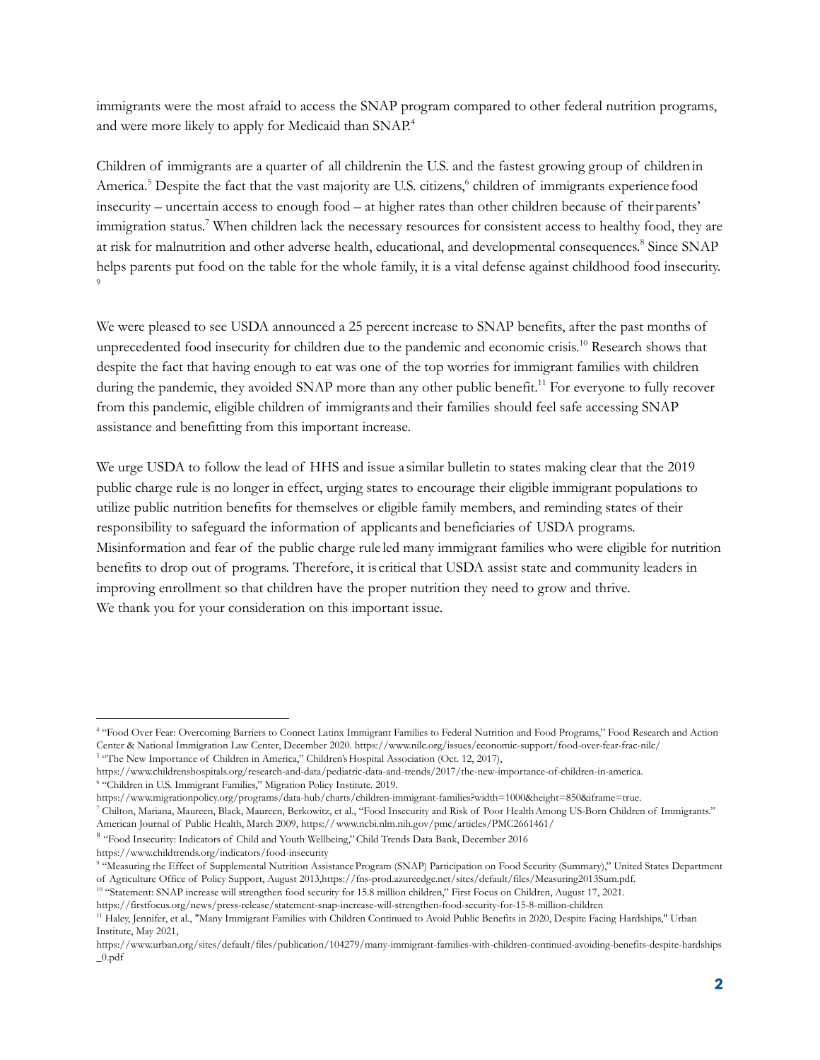immigrants were the most afraid to access the SNAP program compared to other federal nutrition programs, and were more likely to apply for Medicaid than SNAP.[4]

Children of immigrants are a quarter of all childrenin the U.S. and the fastest growing group of childrenin America.[5] Despite the fact that the vast majority are U.S. citizens,[6] children of immigrants experience food insecurity – uncertain access to enough food – at higher rates than other children because of their parents' immigration status.[7] When children lack the necessary resources for consistent access to healthy food, they are at risk for malnutrition and other adverse health, educational, and developmental consequences.[8] Since SNAP helps parents put food on the table for the whole family, it is a vital defense against childhood food insecurity.[9]

We were pleased to see USDA announced a 25 percent increase to SNAP benefits, after the past months of unprecedented food insecurity for children due to the pandemic and economic crisis.[10] Research shows that despite the fact that having enough to eat was one of the top worries for immigrant families with children during the pandemic, they avoided SNAP more than any other public benefit.[11] For everyone to fully recover from this pandemic, eligible children of immigrants and their families should feel safe accessing SNAP assistance and benefitting from this important increase.

We urge USDA to follow the lead of HHS and issue a similar bulletin to states making clear that the 2019 public charge rule is no longer in effect, urging states to encourage their eligible immigrant populations to utilize public nutrition benefits for themselves or eligible family members, and reminding states of their responsibility to safeguard the information of applicants and beneficiaries of USDA programs. Misinformation and fear of the public charge rule led many immigrant families who were eligible for nutrition benefits to drop out of programs. Therefore, it is critical that USDA assist state and community leaders in improving enrollment so that children have the proper nutrition they need to grow and thrive.
We thank you for your consideration on this important issue.

---

[4] "Food Over Fear: Overcoming Barriers to Connect Latinx Immigrant Families to Federal Nutrition and Food Programs," Food Research and Action Center & National Immigration Law Center, December 2020. https://www.nilc.org/issues/economic-support/food-over-fear-frac-nilc/

[5] "The New Importance of Children in America," Children's Hospital Association (Oct. 12, 2017), https://www.childrenshospitals.org/research-and-data/pediatric-data-and-trends/2017/the-new-importance-of-children-in-america.

[6] "Children in U.S. Immigrant Families," Migration Policy Institute. 2019. https://www.migrationpolicy.org/programs/data-hub/charts/children-immigrant-families?width=1000&height=850&iframe=true.

[7] Chilton, Mariana, Maureen, Black, Maureen, Berkowitz, et al., "Food Insecurity and Risk of Poor Health Among US-Born Children of Immigrants." American Journal of Public Health, March 2009, https://www.ncbi.nlm.nih.gov/pmc/articles/PMC2661461/

[8] "Food Insecurity: Indicators of Child and Youth Wellbeing," Child Trends Data Bank, December 2016 https://www.childtrends.org/indicators/food-insecurity

[9] "Measuring the Effect of Supplemental Nutrition Assistance Program (SNAP) Participation on Food Security (Summary)," United States Department of Agriculture Office of Policy Support, August 2013,https://fns-prod.azureedge.net/sites/default/files/Measuring2013Sum.pdf.

[10] "Statement: SNAP increase will strengthen food security for 15.8 million children," First Focus on Children, August 17, 2021. https://firstfocus.org/news/press-release/statement-snap-increase-will-strengthen-food-security-for-15-8-million-children

[11] Haley, Jennifer, et al., "Many Immigrant Families with Children Continued to Avoid Public Benefits in 2020, Despite Facing Hardships," Urban Institute, May 2021, https://www.urban.org/sites/default/files/publication/104279/many-immigrant-families-with-children-continued-avoiding-benefits-despite-hardships_0.pdf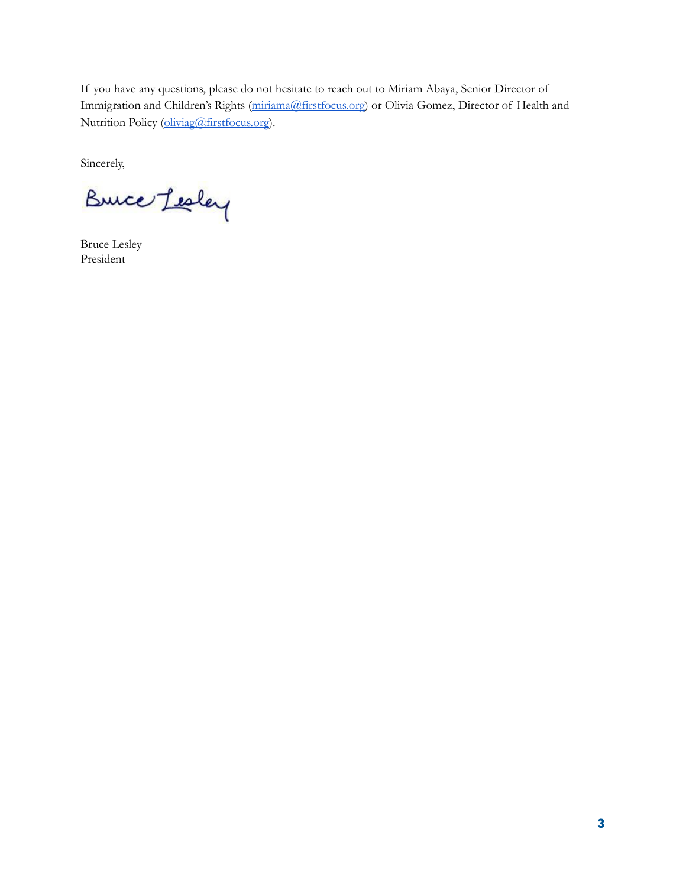If you have any questions, please do not hesitate to reach out to Miriam Abaya, Senior Director of Immigration and Children's Rights (miriama@firstfocus.org) or Olivia Gomez, Director of Health and Nutrition Policy (oliviag@firstfocus.org).

Sincerely,

Bruce Lesley
President